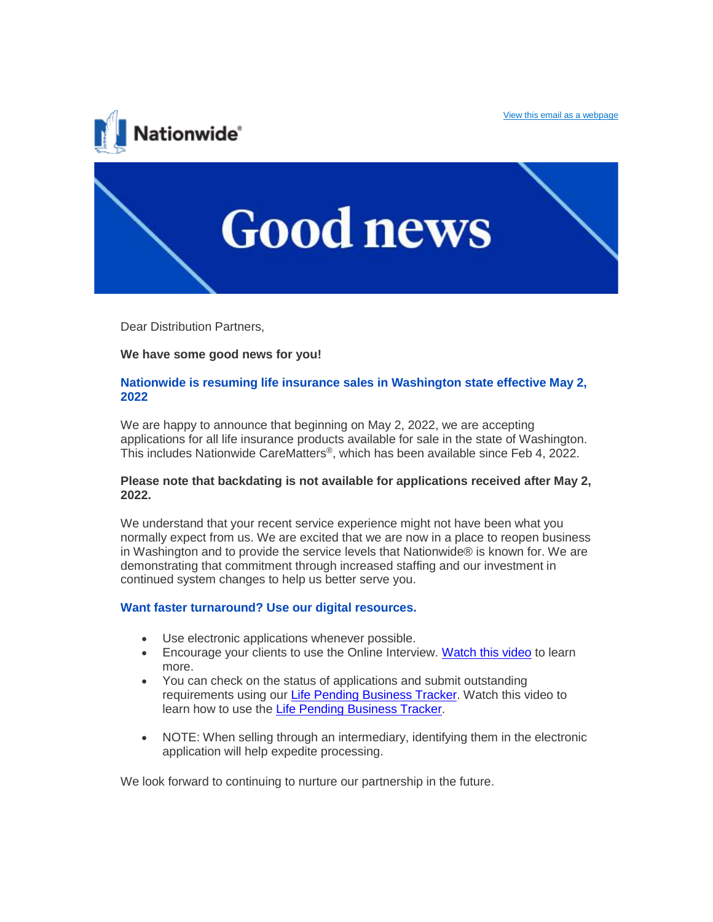View this email as a webpage

Nationwide®

# Good news

Dear Distribution Partners,

**We have some good news for you!**

## Nationwide is resuming life insurance sales in Washington state effective May 2, 2022

We are happy to announce that beginning on May 2, 2022, we are accepting applications for all life insurance products available for sale in the state of Washington. This includes Nationwide CareMatters®, which has been available since Feb 4, 2022.

**Please note that backdating is not available for applications received after May 2, 2022.**

We understand that your recent service experience might not have been what you normally expect from us. We are excited that we are now in a place to reopen business in Washington and to provide the service levels that Nationwide® is known for. We are demonstrating that commitment through increased staffing and our investment in continued system changes to help us better serve you.

## Want faster turnaround? Use our digital resources.

- Use electronic applications whenever possible.
- Encourage your clients to use the Online Interview. Watch this video to learn more.
- You can check on the status of applications and submit outstanding requirements using our Life Pending Business Tracker. Watch this video to learn how to use the Life Pending Business Tracker.
- NOTE: When selling through an intermediary, identifying them in the electronic application will help expedite processing.

We look forward to continuing to nurture our partnership in the future.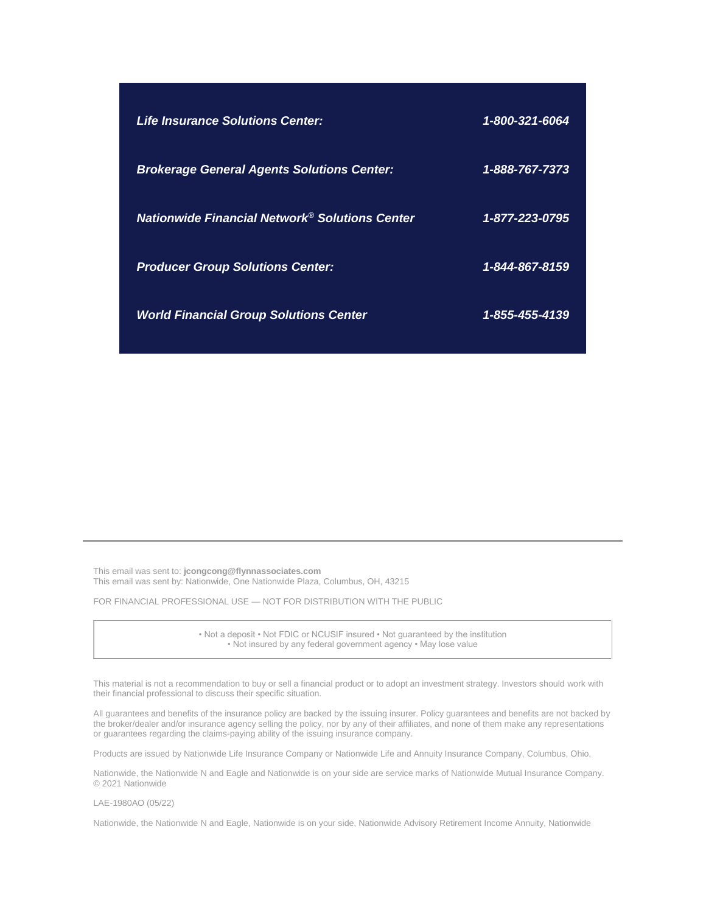| | |
|---|---|
| ***Life Insurance Solutions Center:*** | ***1-800-321-6064*** |
| ***Brokerage General Agents Solutions Center:*** | ***1-888-767-7373*** |
| ***Nationwide Financial Network® Solutions Center*** | ***1-877-223-0795*** |
| ***Producer Group Solutions Center:*** | ***1-844-867-8159*** |
| ***World Financial Group Solutions Center*** | ***1-855-455-4139*** |

---

This email was sent to: **jcongcong@flynnassociates.com**
This email was sent by: Nationwide, One Nationwide Plaza, Columbus, OH, 43215

FOR FINANCIAL PROFESSIONAL USE — NOT FOR DISTRIBUTION WITH THE PUBLIC

• Not a deposit • Not FDIC or NCUSIF insured • Not guaranteed by the institution
• Not insured by any federal government agency • May lose value

This material is not a recommendation to buy or sell a financial product or to adopt an investment strategy. Investors should work with their financial professional to discuss their specific situation.

All guarantees and benefits of the insurance policy are backed by the issuing insurer. Policy guarantees and benefits are not backed by the broker/dealer and/or insurance agency selling the policy, nor by any of their affiliates, and none of them make any representations or guarantees regarding the claims-paying ability of the issuing insurance company.

Products are issued by Nationwide Life Insurance Company or Nationwide Life and Annuity Insurance Company, Columbus, Ohio.

Nationwide, the Nationwide N and Eagle and Nationwide is on your side are service marks of Nationwide Mutual Insurance Company. © 2021 Nationwide

LAE-1980AO (05/22)

Nationwide, the Nationwide N and Eagle, Nationwide is on your side, Nationwide Advisory Retirement Income Annuity, Nationwide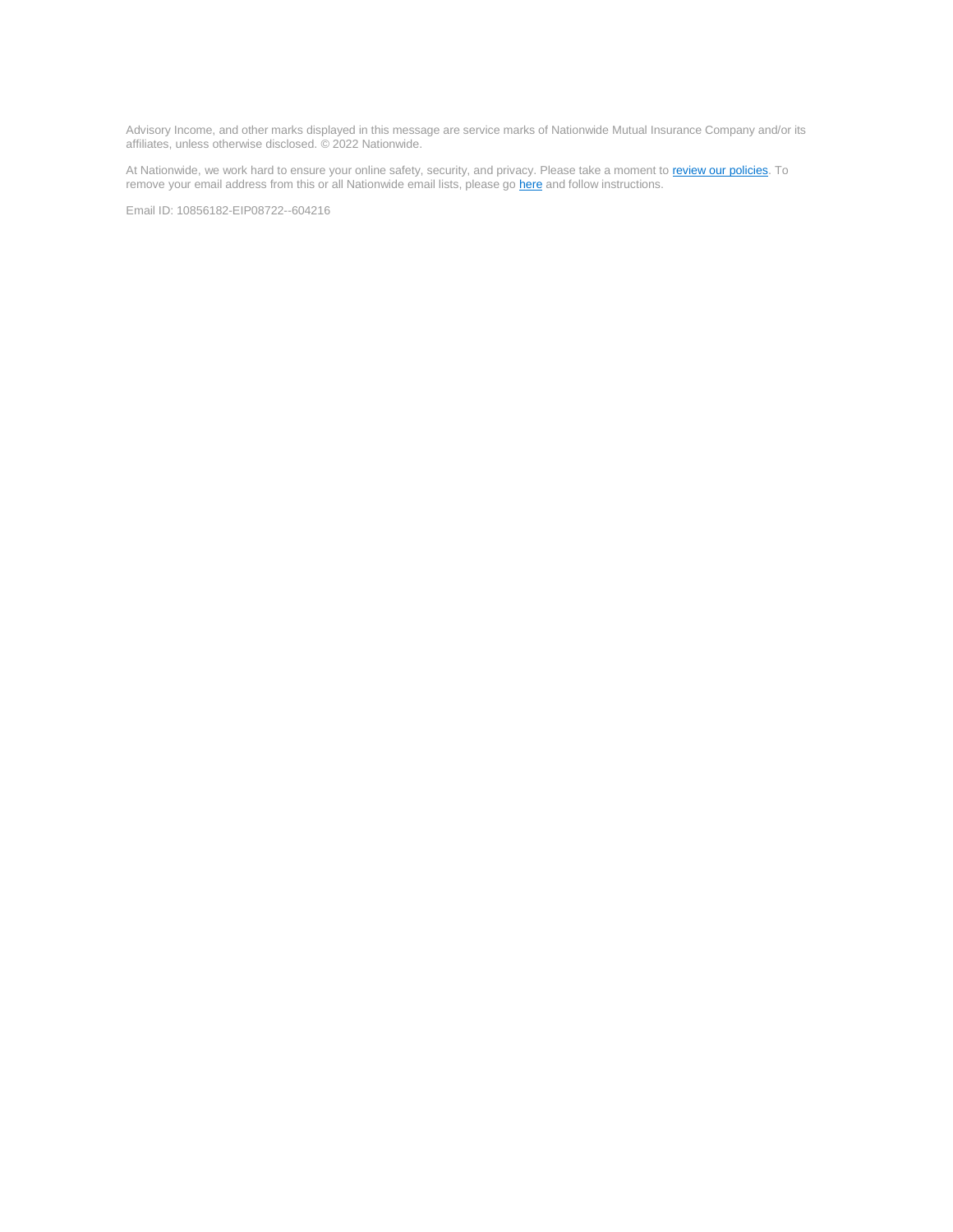Advisory Income, and other marks displayed in this message are service marks of Nationwide Mutual Insurance Company and/or its affiliates, unless otherwise disclosed. © 2022 Nationwide.

At Nationwide, we work hard to ensure your online safety, security, and privacy. Please take a moment to review our policies. To remove your email address from this or all Nationwide email lists, please go here and follow instructions.

Email ID: 10856182-EIP08722--604216